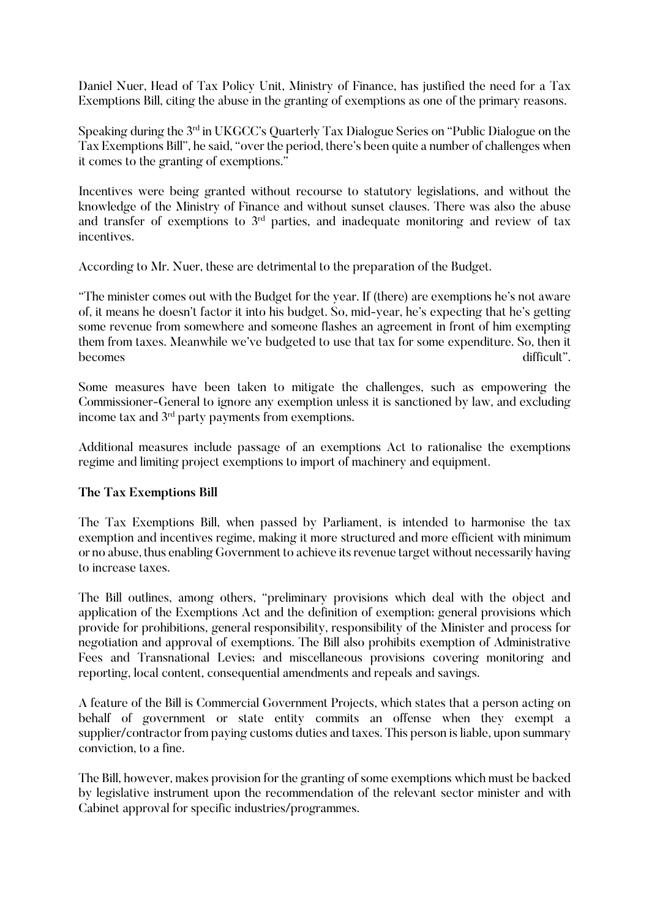Daniel Nuer, Head of Tax Policy Unit, Ministry of Finance, has justified the need for a Tax Exemptions Bill, citing the abuse in the granting of exemptions as one of the primary reasons.

Speaking during the 3rd in UKGCC's Quarterly Tax Dialogue Series on "Public Dialogue on the Tax Exemptions Bill", he said, "over the period, there's been quite a number of challenges when it comes to the granting of exemptions."

Incentives were being granted without recourse to statutory legislations, and without the knowledge of the Ministry of Finance and without sunset clauses. There was also the abuse and transfer of exemptions to 3rd parties, and inadequate monitoring and review of tax incentives.

According to Mr. Nuer, these are detrimental to the preparation of the Budget.

"The minister comes out with the Budget for the year. If (there) are exemptions he's not aware of, it means he doesn't factor it into his budget. So, mid-year, he's expecting that he's getting some revenue from somewhere and someone flashes an agreement in front of him exempting them from taxes. Meanwhile we've budgeted to use that tax for some expenditure. So, then it becomes difficult".

Some measures have been taken to mitigate the challenges, such as empowering the Commissioner-General to ignore any exemption unless it is sanctioned by law, and excluding income tax and 3rd party payments from exemptions.

Additional measures include passage of an exemptions Act to rationalise the exemptions regime and limiting project exemptions to import of machinery and equipment.

**The Tax Exemptions Bill**

The Tax Exemptions Bill, when passed by Parliament, is intended to harmonise the tax exemption and incentives regime, making it more structured and more efficient with minimum or no abuse, thus enabling Government to achieve its revenue target without necessarily having to increase taxes.

The Bill outlines, among others, "preliminary provisions which deal with the object and application of the Exemptions Act and the definition of exemption; general provisions which provide for prohibitions, general responsibility, responsibility of the Minister and process for negotiation and approval of exemptions. The Bill also prohibits exemption of Administrative Fees and Transnational Levies; and miscellaneous provisions covering monitoring and reporting, local content, consequential amendments and repeals and savings.

A feature of the Bill is Commercial Government Projects, which states that a person acting on behalf of government or state entity commits an offense when they exempt a supplier/contractor from paying customs duties and taxes. This person is liable, upon summary conviction, to a fine.

The Bill, however, makes provision for the granting of some exemptions which must be backed by legislative instrument upon the recommendation of the relevant sector minister and with Cabinet approval for specific industries/programmes.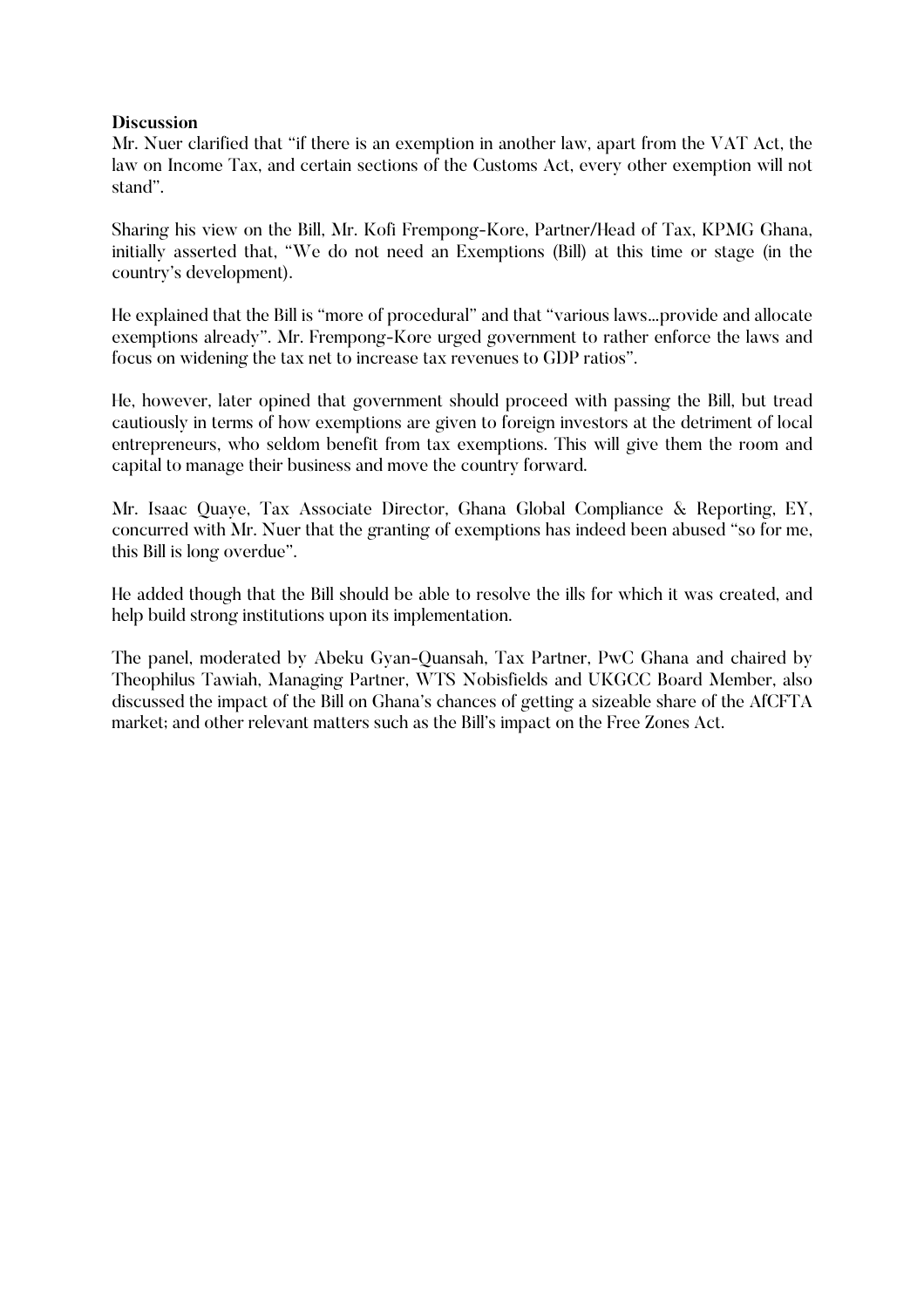**Discussion**

Mr. Nuer clarified that "if there is an exemption in another law, apart from the VAT Act, the law on Income Tax, and certain sections of the Customs Act, every other exemption will not stand".

Sharing his view on the Bill, Mr. Kofi Frempong-Kore, Partner/Head of Tax, KPMG Ghana, initially asserted that, "We do not need an Exemptions (Bill) at this time or stage (in the country's development).

He explained that the Bill is "more of procedural" and that "various laws…provide and allocate exemptions already". Mr. Frempong-Kore urged government to rather enforce the laws and focus on widening the tax net to increase tax revenues to GDP ratios".

He, however, later opined that government should proceed with passing the Bill, but tread cautiously in terms of how exemptions are given to foreign investors at the detriment of local entrepreneurs, who seldom benefit from tax exemptions. This will give them the room and capital to manage their business and move the country forward.

Mr. Isaac Quaye, Tax Associate Director, Ghana Global Compliance & Reporting, EY, concurred with Mr. Nuer that the granting of exemptions has indeed been abused "so for me, this Bill is long overdue".

He added though that the Bill should be able to resolve the ills for which it was created, and help build strong institutions upon its implementation.

The panel, moderated by Abeku Gyan-Quansah, Tax Partner, PwC Ghana and chaired by Theophilus Tawiah, Managing Partner, WTS Nobisfields and UKGCC Board Member, also discussed the impact of the Bill on Ghana's chances of getting a sizeable share of the AfCFTA market; and other relevant matters such as the Bill's impact on the Free Zones Act.